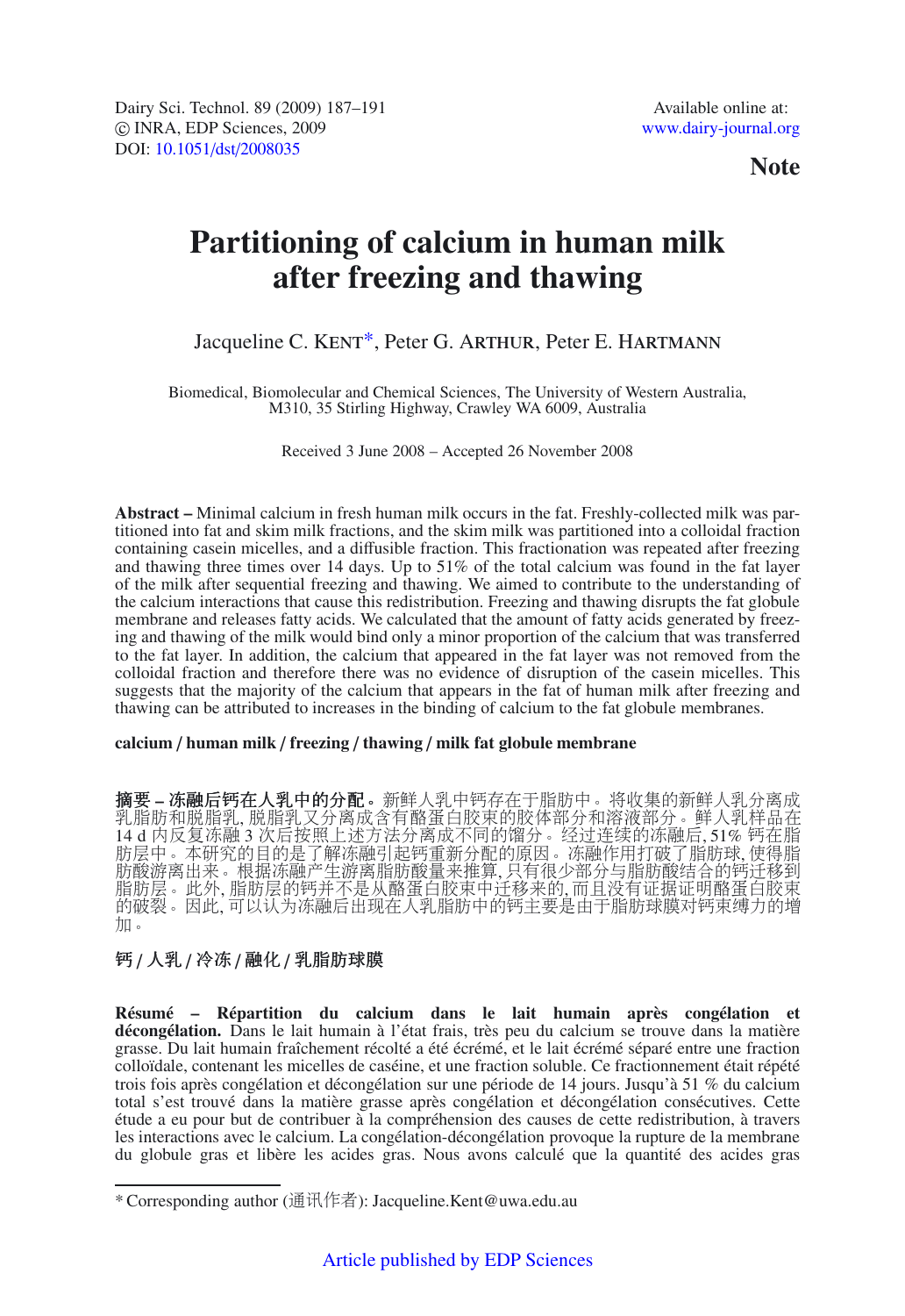Note

# Partitioning of calcium in human milk after freezing and thawing

Jacqueline C. KENT*, Peter G. ARTHUR, Peter E. HARTMANN

Biomedical, Biomolecular and Chemical Sciences, The University of Western Australia, M310, 35 Stirling Highway, Crawley WA 6009, Australia

Received 3 June 2008 – Accepted 26 November 2008

**Abstract –** Minimal calcium in fresh human milk occurs in the fat. Freshly-collected milk was partitioned into fat and skim milk fractions, and the skim milk was partitioned into a colloidal fraction containing casein micelles, and a diffusible fraction. This fractionation was repeated after freezing and thawing three times over 14 days. Up to 51% of the total calcium was found in the fat layer of the milk after sequential freezing and thawing. We aimed to contribute to the understanding of the calcium interactions that cause this redistribution. Freezing and thawing disrupts the fat globule membrane and releases fatty acids. We calculated that the amount of fatty acids generated by freezing and thawing of the milk would bind only a minor proportion of the calcium that was transferred to the fat layer. In addition, the calcium that appeared in the fat layer was not removed from the colloidal fraction and therefore there was no evidence of disruption of the casein micelles. This suggests that the majority of the calcium that appears in the fat of human milk after freezing and thawing can be attributed to increases in the binding of calcium to the fat globule membranes.

**calcium / human milk / freezing / thawing / milk fat globule membrane**

**摘要 – 冻融后钙在人乳中的分配。**新鲜人乳中钙存在于脂肪中。将收集的新鲜人乳分离成乳脂肪和脱脂乳, 脱脂乳又分离成含有酪蛋白胶束的胶体部分和溶液部分。鲜人乳样品在 14 d 内反复冻融 3 次后按照上述方法分离成不同的馏分。经过连续的冻融后, 51% 钙在脂肪层中。本研究的目的是了解冻融引起钙重新分配的原因。冻融作用打破了脂肪球, 使得脂肪酸游离出来。根据冻融产生游离脂肪酸量来推算, 只有很少部分与脂肪酸结合的钙迁移到脂肪层。此外, 脂肪层的钙并不是从酪蛋白胶束中迁移来的, 而且没有证据证明酪蛋白胶束的破裂。因此, 可以认为冻融后出现在人乳脂肪中的钙主要是由于脂肪球膜对钙束缚力的增加。

**钙 / 人乳 / 冷冻 / 融化 / 乳脂肪球膜**

**Résumé – Répartition du calcium dans le lait humain après congélation et décongélation.** Dans le lait humain à l'état frais, très peu du calcium se trouve dans la matière grasse. Du lait humain fraîchement récolté a été écrémé, et le lait écrémé séparé entre une fraction colloïdale, contenant les micelles de caséine, et une fraction soluble. Ce fractionnement était répété trois fois après congélation et décongélation sur une période de 14 jours. Jusqu'à 51 % du calcium total s'est trouvé dans la matière grasse après congélation et décongélation consécutives. Cette étude a eu pour but de contribuer à la compréhension des causes de cette redistribution, à travers les interactions avec le calcium. La congélation-décongélation provoque la rupture de la membrane du globule gras et libère les acides gras. Nous avons calculé que la quantité des acides gras

* Corresponding author (通讯作者): Jacqueline.Kent@uwa.edu.au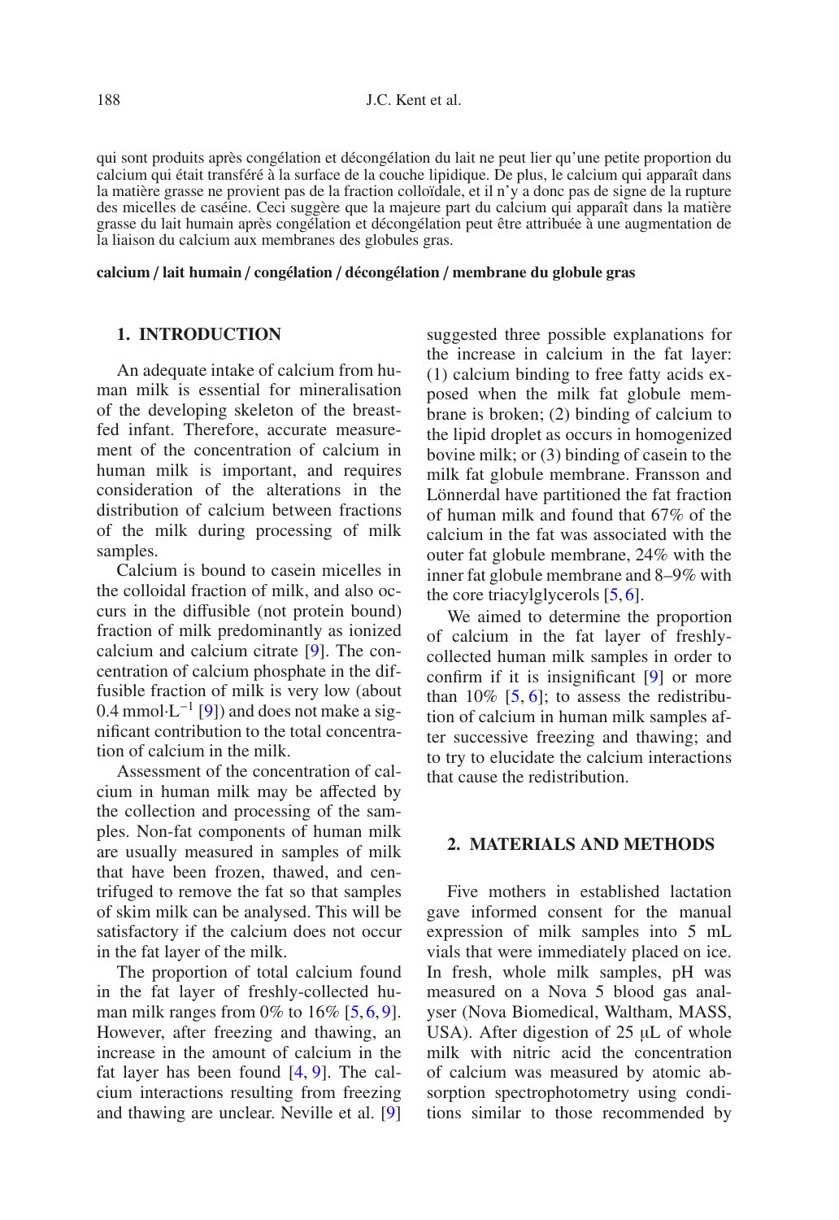qui sont produits après congélation et décongélation du lait ne peut lier qu'une petite proportion du calcium qui était transféré à la surface de la couche lipidique. De plus, le calcium qui apparaît dans la matière grasse ne provient pas de la fraction colloïdale, et il n'y a donc pas de signe de la rupture des micelles de caséine. Ceci suggère que la majeure part du calcium qui apparaît dans la matière grasse du lait humain après congélation et décongélation peut être attribuée à une augmentation de la liaison du calcium aux membranes des globules gras.

**calcium / lait humain / congélation / décongélation / membrane du globule gras**

## 1. INTRODUCTION

An adequate intake of calcium from human milk is essential for mineralisation of the developing skeleton of the breast-fed infant. Therefore, accurate measurement of the concentration of calcium in human milk is important, and requires consideration of the alterations in the distribution of calcium between fractions of the milk during processing of milk samples.

Calcium is bound to casein micelles in the colloidal fraction of milk, and also occurs in the diffusible (not protein bound) fraction of milk predominantly as ionized calcium and calcium citrate [9]. The concentration of calcium phosphate in the diffusible fraction of milk is very low (about 0.4 mmol·$L^{-1}$ [9]) and does not make a significant contribution to the total concentration of calcium in the milk.

Assessment of the concentration of calcium in human milk may be affected by the collection and processing of the samples. Non-fat components of human milk are usually measured in samples of milk that have been frozen, thawed, and centrifuged to remove the fat so that samples of skim milk can be analysed. This will be satisfactory if the calcium does not occur in the fat layer of the milk.

The proportion of total calcium found in the fat layer of freshly-collected human milk ranges from 0% to 16% [5, 6, 9]. However, after freezing and thawing, an increase in the amount of calcium in the fat layer has been found [4, 9]. The calcium interactions resulting from freezing and thawing are unclear. Neville et al. [9] suggested three possible explanations for the increase in calcium in the fat layer: (1) calcium binding to free fatty acids exposed when the milk fat globule membrane is broken; (2) binding of calcium to the lipid droplet as occurs in homogenized bovine milk; or (3) binding of casein to the milk fat globule membrane. Fransson and Lönnerdal have partitioned the fat fraction of human milk and found that 67% of the calcium in the fat was associated with the outer fat globule membrane, 24% with the inner fat globule membrane and 8–9% with the core triacylglycerols [5, 6].

We aimed to determine the proportion of calcium in the fat layer of freshly-collected human milk samples in order to confirm if it is insignificant [9] or more than 10% [5, 6]; to assess the redistribution of calcium in human milk samples after successive freezing and thawing; and to try to elucidate the calcium interactions that cause the redistribution.

## 2. MATERIALS AND METHODS

Five mothers in established lactation gave informed consent for the manual expression of milk samples into 5 mL vials that were immediately placed on ice. In fresh, whole milk samples, pH was measured on a Nova 5 blood gas analyser (Nova Biomedical, Waltham, MASS, USA). After digestion of 25 μL of whole milk with nitric acid the concentration of calcium was measured by atomic absorption spectrophotometry using conditions similar to those recommended by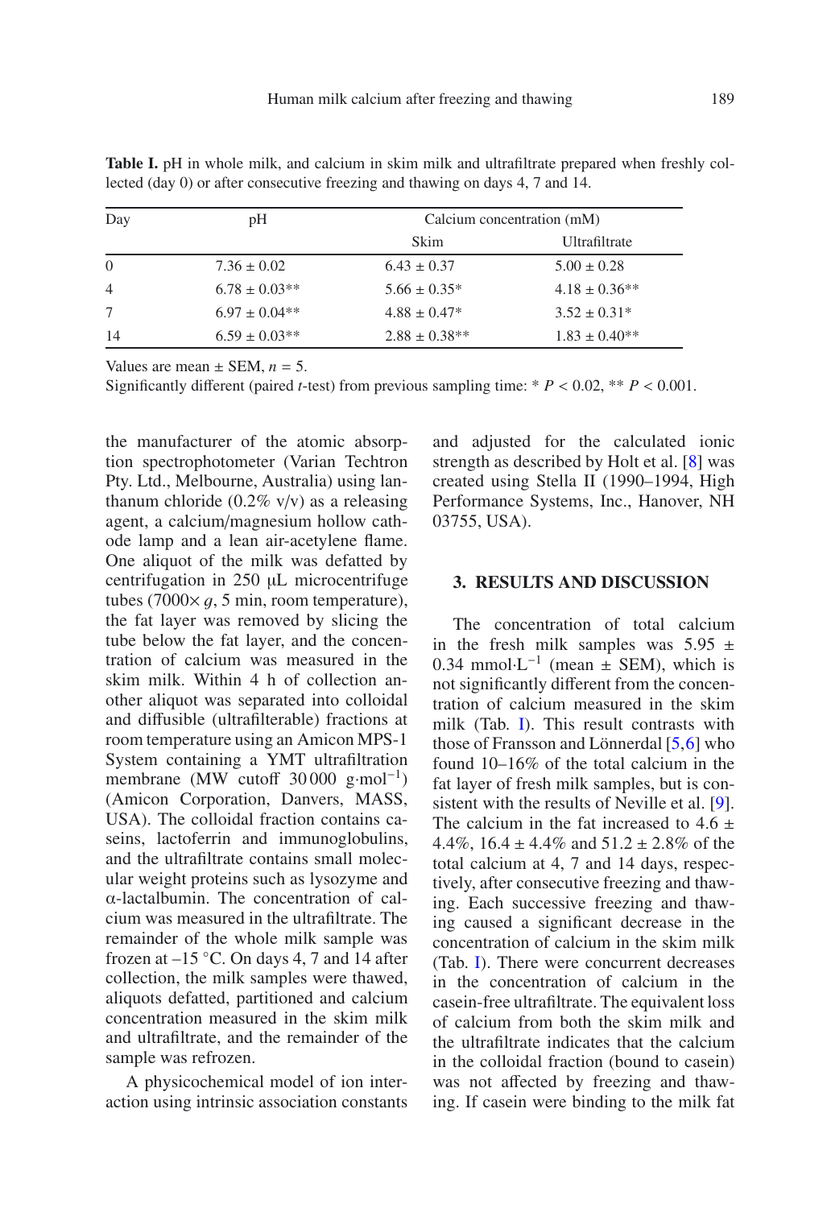**Table I.** pH in whole milk, and calcium in skim milk and ultrafiltrate prepared when freshly collected (day 0) or after consecutive freezing and thawing on days 4, 7 and 14.

| Day | pH | Calcium concentration (mM) | |
|---|---|---|---|
| | | Skim | Ultrafiltrate |
| 0 | 7.36 ± 0.02 | 6.43 ± 0.37 | 5.00 ± 0.28 |
| 4 | 6.78 ± 0.03** | 5.66 ± 0.35* | 4.18 ± 0.36** |
| 7 | 6.97 ± 0.04** | 4.88 ± 0.47* | 3.52 ± 0.31* |
| 14 | 6.59 ± 0.03** | 2.88 ± 0.38** | 1.83 ± 0.40** |

Values are mean ± SEM, $n = 5$.

Significantly different (paired *t*-test) from previous sampling time: * $P < 0.02$, ** $P < 0.001$.

the manufacturer of the atomic absorption spectrophotometer (Varian Techtron Pty. Ltd., Melbourne, Australia) using lanthanum chloride (0.2% v/v) as a releasing agent, a calcium/magnesium hollow cathode lamp and a lean air-acetylene flame. One aliquot of the milk was defatted by centrifugation in 250 μL microcentrifuge tubes (7000× *g*, 5 min, room temperature), the fat layer was removed by slicing the tube below the fat layer, and the concentration of calcium was measured in the skim milk. Within 4 h of collection another aliquot was separated into colloidal and diffusible (ultrafilterable) fractions at room temperature using an Amicon MPS-1 System containing a YMT ultrafiltration membrane (MW cutoff 30 000 g·mol$^{-1}$) (Amicon Corporation, Danvers, MASS, USA). The colloidal fraction contains caseins, lactoferrin and immunoglobulins, and the ultrafiltrate contains small molecular weight proteins such as lysozyme and α-lactalbumin. The concentration of calcium was measured in the ultrafiltrate. The remainder of the whole milk sample was frozen at –15 °C. On days 4, 7 and 14 after collection, the milk samples were thawed, aliquots defatted, partitioned and calcium concentration measured in the skim milk and ultrafiltrate, and the remainder of the sample was refrozen.

A physicochemical model of ion interaction using intrinsic association constants and adjusted for the calculated ionic strength as described by Holt et al. [8] was created using Stella II (1990–1994, High Performance Systems, Inc., Hanover, NH 03755, USA).

## 3. RESULTS AND DISCUSSION

The concentration of total calcium in the fresh milk samples was 5.95 ± 0.34 mmol·L$^{-1}$ (mean ± SEM), which is not significantly different from the concentration of calcium measured in the skim milk (Tab. I). This result contrasts with those of Fransson and Lönnerdal [5,6] who found 10–16% of the total calcium in the fat layer of fresh milk samples, but is consistent with the results of Neville et al. [9]. The calcium in the fat increased to 4.6 ± 4.4%, 16.4 ± 4.4% and 51.2 ± 2.8% of the total calcium at 4, 7 and 14 days, respectively, after consecutive freezing and thawing. Each successive freezing and thawing caused a significant decrease in the concentration of calcium in the skim milk (Tab. I). There were concurrent decreases in the concentration of calcium in the casein-free ultrafiltrate. The equivalent loss of calcium from both the skim milk and the ultrafiltrate indicates that the calcium in the colloidal fraction (bound to casein) was not affected by freezing and thawing. If casein were binding to the milk fat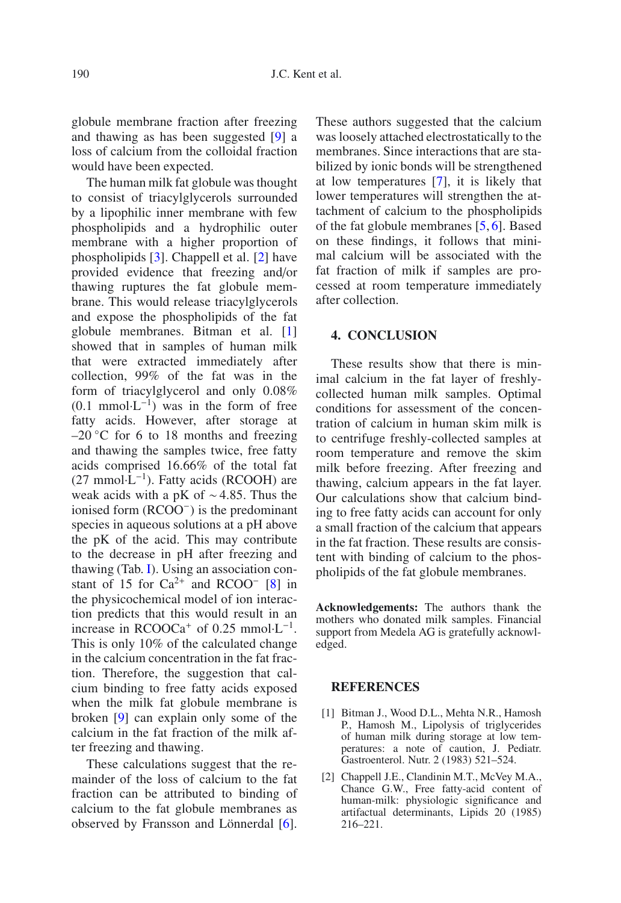globule membrane fraction after freezing and thawing as has been suggested [9] a loss of calcium from the colloidal fraction would have been expected.

The human milk fat globule was thought to consist of triacylglycerols surrounded by a lipophilic inner membrane with few phospholipids and a hydrophilic outer membrane with a higher proportion of phospholipids [3]. Chappell et al. [2] have provided evidence that freezing and/or thawing ruptures the fat globule membrane. This would release triacylglycerols and expose the phospholipids of the fat globule membranes. Bitman et al. [1] showed that in samples of human milk that were extracted immediately after collection, 99% of the fat was in the form of triacylglycerol and only 0.08% (0.1 $mmol \cdot L^{-1}$) was in the form of free fatty acids. However, after storage at –20 °C for 6 to 18 months and freezing and thawing the samples twice, free fatty acids comprised 16.66% of the total fat (27 $mmol \cdot L^{-1}$). Fatty acids (RCOOH) are weak acids with a pK of ~4.85. Thus the ionised form ($RCOO^-$) is the predominant species in aqueous solutions at a pH above the pK of the acid. This may contribute to the decrease in pH after freezing and thawing (Tab. I). Using an association constant of 15 for $Ca^{2+}$ and $RCOO^-$ [8] in the physicochemical model of ion interaction predicts that this would result in an increase in $RCOOCa^+$ of 0.25 $mmol \cdot L^{-1}$. This is only 10% of the calculated change in the calcium concentration in the fat fraction. Therefore, the suggestion that calcium binding to free fatty acids exposed when the milk fat globule membrane is broken [9] can explain only some of the calcium in the fat fraction of the milk after freezing and thawing.

These calculations suggest that the remainder of the loss of calcium to the fat fraction can be attributed to binding of calcium to the fat globule membranes as observed by Fransson and Lönnerdal [6]. These authors suggested that the calcium was loosely attached electrostatically to the membranes. Since interactions that are stabilized by ionic bonds will be strengthened at low temperatures [7], it is likely that lower temperatures will strengthen the attachment of calcium to the phospholipids of the fat globule membranes [5, 6]. Based on these findings, it follows that minimal calcium will be associated with the fat fraction of milk if samples are processed at room temperature immediately after collection.

## 4. CONCLUSION

These results show that there is minimal calcium in the fat layer of freshly-collected human milk samples. Optimal conditions for assessment of the concentration of calcium in human skim milk is to centrifuge freshly-collected samples at room temperature and remove the skim milk before freezing. After freezing and thawing, calcium appears in the fat layer. Our calculations show that calcium binding to free fatty acids can account for only a small fraction of the calcium that appears in the fat fraction. These results are consistent with binding of calcium to the phospholipids of the fat globule membranes.

**Acknowledgements:** The authors thank the mothers who donated milk samples. Financial support from Medela AG is gratefully acknowledged.

## REFERENCES

[1] Bitman J., Wood D.L., Mehta N.R., Hamosh P., Hamosh M., Lipolysis of triglycerides of human milk during storage at low temperatures: a note of caution, J. Pediatr. Gastroenterol. Nutr. 2 (1983) 521–524.

[2] Chappell J.E., Clandinin M.T., McVey M.A., Chance G.W., Free fatty-acid content of human-milk: physiologic significance and artifactual determinants, Lipids 20 (1985) 216–221.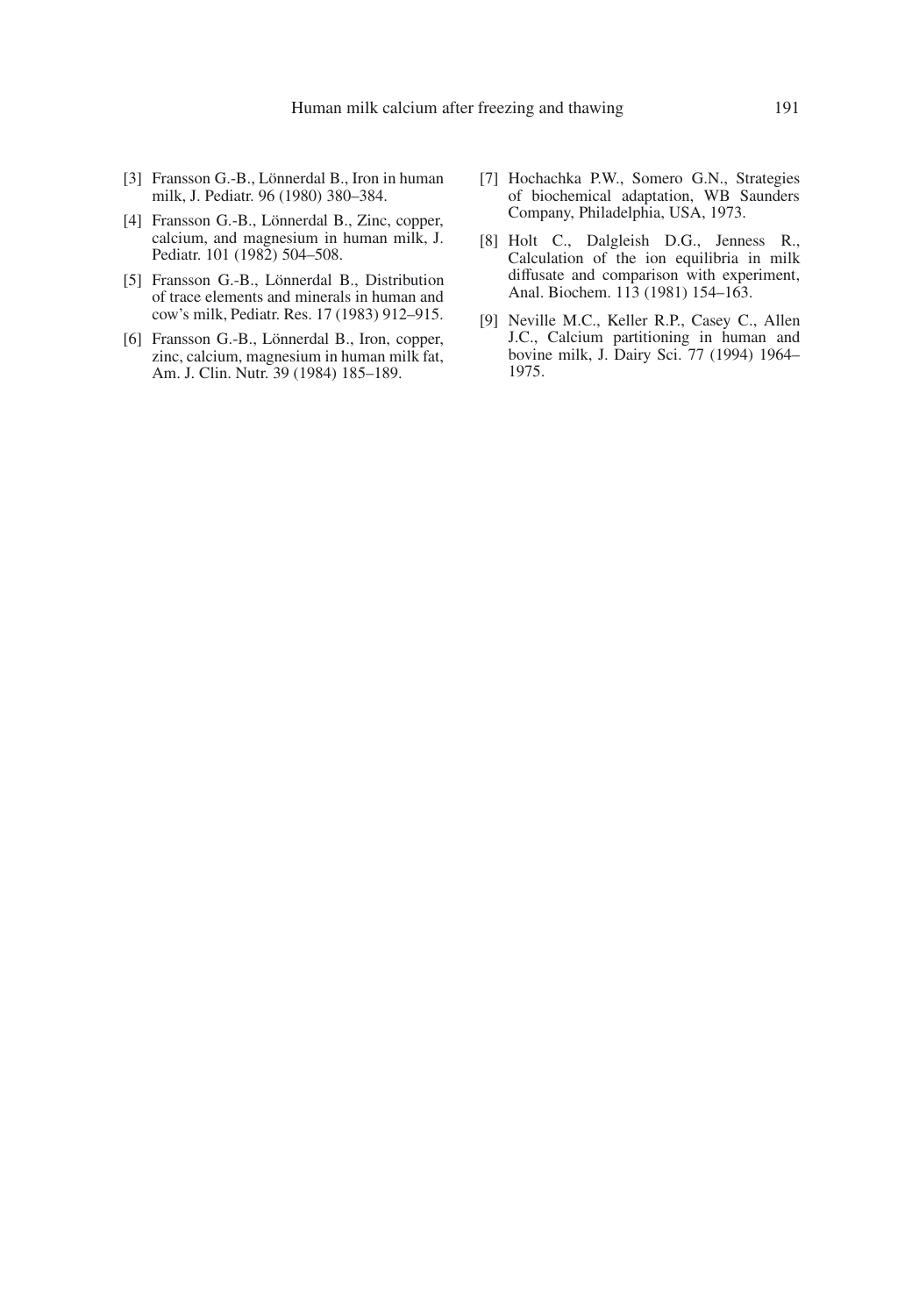[3] Fransson G.-B., Lönnerdal B., Iron in human milk, J. Pediatr. 96 (1980) 380–384.

[4] Fransson G.-B., Lönnerdal B., Zinc, copper, calcium, and magnesium in human milk, J. Pediatr. 101 (1982) 504–508.

[5] Fransson G.-B., Lönnerdal B., Distribution of trace elements and minerals in human and cow's milk, Pediatr. Res. 17 (1983) 912–915.

[6] Fransson G.-B., Lönnerdal B., Iron, copper, zinc, calcium, magnesium in human milk fat, Am. J. Clin. Nutr. 39 (1984) 185–189.

[7] Hochachka P.W., Somero G.N., Strategies of biochemical adaptation, WB Saunders Company, Philadelphia, USA, 1973.

[8] Holt C., Dalgleish D.G., Jenness R., Calculation of the ion equilibria in milk diffusate and comparison with experiment, Anal. Biochem. 113 (1981) 154–163.

[9] Neville M.C., Keller R.P., Casey C., Allen J.C., Calcium partitioning in human and bovine milk, J. Dairy Sci. 77 (1994) 1964–1975.